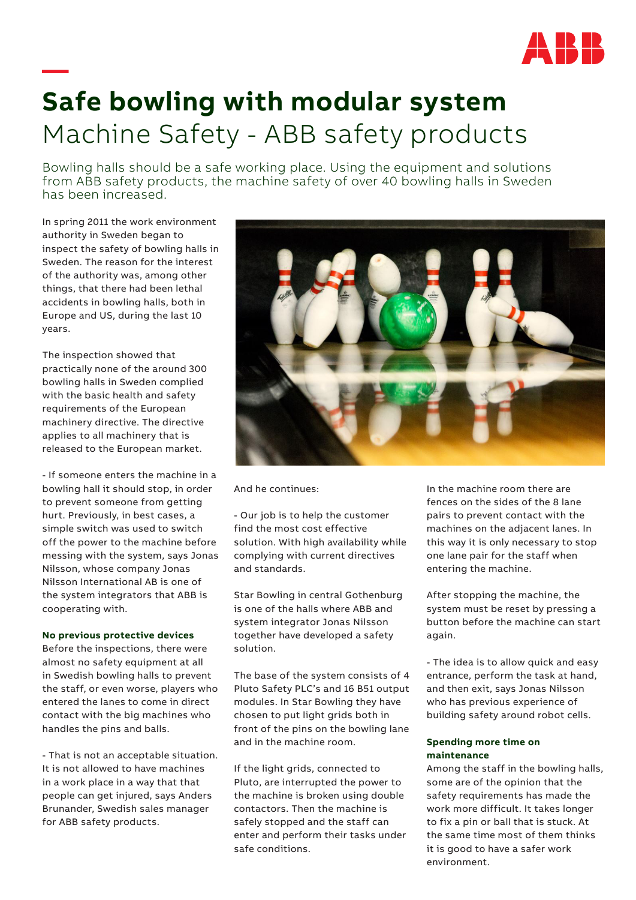# Safe bowling with modular system

## Machine Safety - ABB safety products

Bowling halls should be a safe working place. Using the equipment and solutions from ABB safety products, the machine safety of over 40 bowling halls in Sweden has been increased.

In spring 2011 the work environment authority in Sweden began to inspect the safety of bowling halls in Sweden. The reason for the interest of the authority was, among other things, that there had been lethal accidents in bowling halls, both in Europe and US, during the last 10 years.

The inspection showed that practically none of the around 300 bowling halls in Sweden complied with the basic health and safety requirements of the European machinery directive. The directive applies to all machinery that is released to the European market.

- If someone enters the machine in a bowling hall it should stop, in order to prevent someone from getting hurt. Previously, in best cases, a simple switch was used to switch off the power to the machine before messing with the system, says Jonas Nilsson, whose company Jonas Nilsson International AB is one of the system integrators that ABB is cooperating with.

### No previous protective devices

Before the inspections, there were almost no safety equipment at all in Swedish bowling halls to prevent the staff, or even worse, players who entered the lanes to come in direct contact with the big machines who handles the pins and balls.

- That is not an acceptable situation. It is not allowed to have machines in a work place in a way that that people can get injured, says Anders Brunander, Swedish sales manager for ABB safety products.

And he continues:

- Our job is to help the customer find the most cost effective solution. With high availability while complying with current directives and standards.

Star Bowling in central Gothenburg is one of the halls where ABB and system integrator Jonas Nilsson together have developed a safety solution.

The base of the system consists of 4 Pluto Safety PLC's and 16 B51 output modules. In Star Bowling they have chosen to put light grids both in front of the pins on the bowling lane and in the machine room.

If the light grids, connected to Pluto, are interrupted the power to the machine is broken using double contactors. Then the machine is safely stopped and the staff can enter and perform their tasks under safe conditions.

In the machine room there are fences on the sides of the 8 lane pairs to prevent contact with the machines on the adjacent lanes. In this way it is only necessary to stop one lane pair for the staff when entering the machine.

After stopping the machine, the system must be reset by pressing a button before the machine can start again.

- The idea is to allow quick and easy entrance, perform the task at hand, and then exit, says Jonas Nilsson who has previous experience of building safety around robot cells.

### Spending more time on maintenance

Among the staff in the bowling halls, some are of the opinion that the safety requirements has made the work more difficult. It takes longer to fix a pin or ball that is stuck. At the same time most of them thinks it is good to have a safer work environment.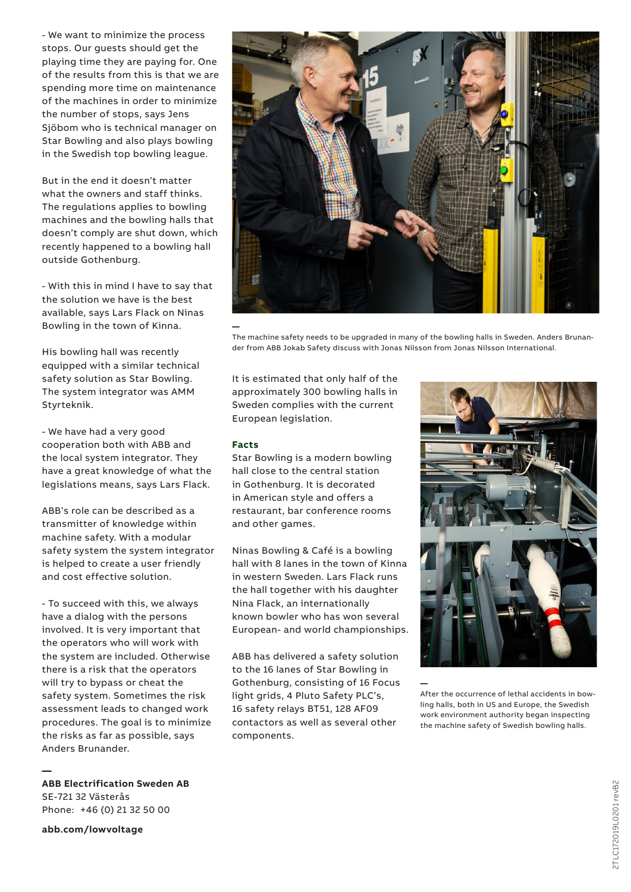- We want to minimize the process stops. Our guests should get the playing time they are paying for. One of the results from this is that we are spending more time on maintenance of the machines in order to minimize the number of stops, says Jens Sjöbom who is technical manager on Star Bowling and also plays bowling in the Swedish top bowling league.

But in the end it doesn't matter what the owners and staff thinks. The regulations applies to bowling machines and the bowling halls that doesn't comply are shut down, which recently happened to a bowling hall outside Gothenburg.

- With this in mind I have to say that the solution we have is the best available, says Lars Flack on Ninas Bowling in the town of Kinna.

His bowling hall was recently equipped with a similar technical safety solution as Star Bowling. The system integrator was AMM Styrteknik.

- We have had a very good cooperation both with ABB and the local system integrator. They have a great knowledge of what the legislations means, says Lars Flack.

ABB's role can be described as a transmitter of knowledge within machine safety. With a modular safety system the system integrator is helped to create a user friendly and cost effective solution.

- To succeed with this, we always have a dialog with the persons involved. It is very important that the operators who will work with the system are included. Otherwise there is a risk that the operators will try to bypass or cheat the safety system. Sometimes the risk assessment leads to changed work procedures. The goal is to minimize the risks as far as possible, says Anders Brunander.

The machine safety needs to be upgraded in many of the bowling halls in Sweden. Anders Brunander from ABB Jokab Safety discuss with Jonas Nilsson from Jonas Nilsson International.

It is estimated that only half of the approximately 300 bowling halls in Sweden complies with the current European legislation.

### Facts

Star Bowling is a modern bowling hall close to the central station in Gothenburg. It is decorated in American style and offers a restaurant, bar conference rooms and other games.

Ninas Bowling & Café is a bowling hall with 8 lanes in the town of Kinna in western Sweden. Lars Flack runs the hall together with his daughter Nina Flack, an internationally known bowler who has won several European- and world championships.

ABB has delivered a safety solution to the 16 lanes of Star Bowling in Gothenburg, consisting of 16 Focus light grids, 4 Pluto Safety PLC's, 16 safety relays BT51, 128 AF09 contactors as well as several other components.

After the occurrence of lethal accidents in bowling halls, both in US and Europe, the Swedish work environment authority began inspecting the machine safety of Swedish bowling halls.

**ABB Electrification Sweden AB**
SE-721 32 Västerås
Phone: +46 (0) 21 32 50 00

**abb.com/lowvoltage**

2TLC172019L0201 rev.B2